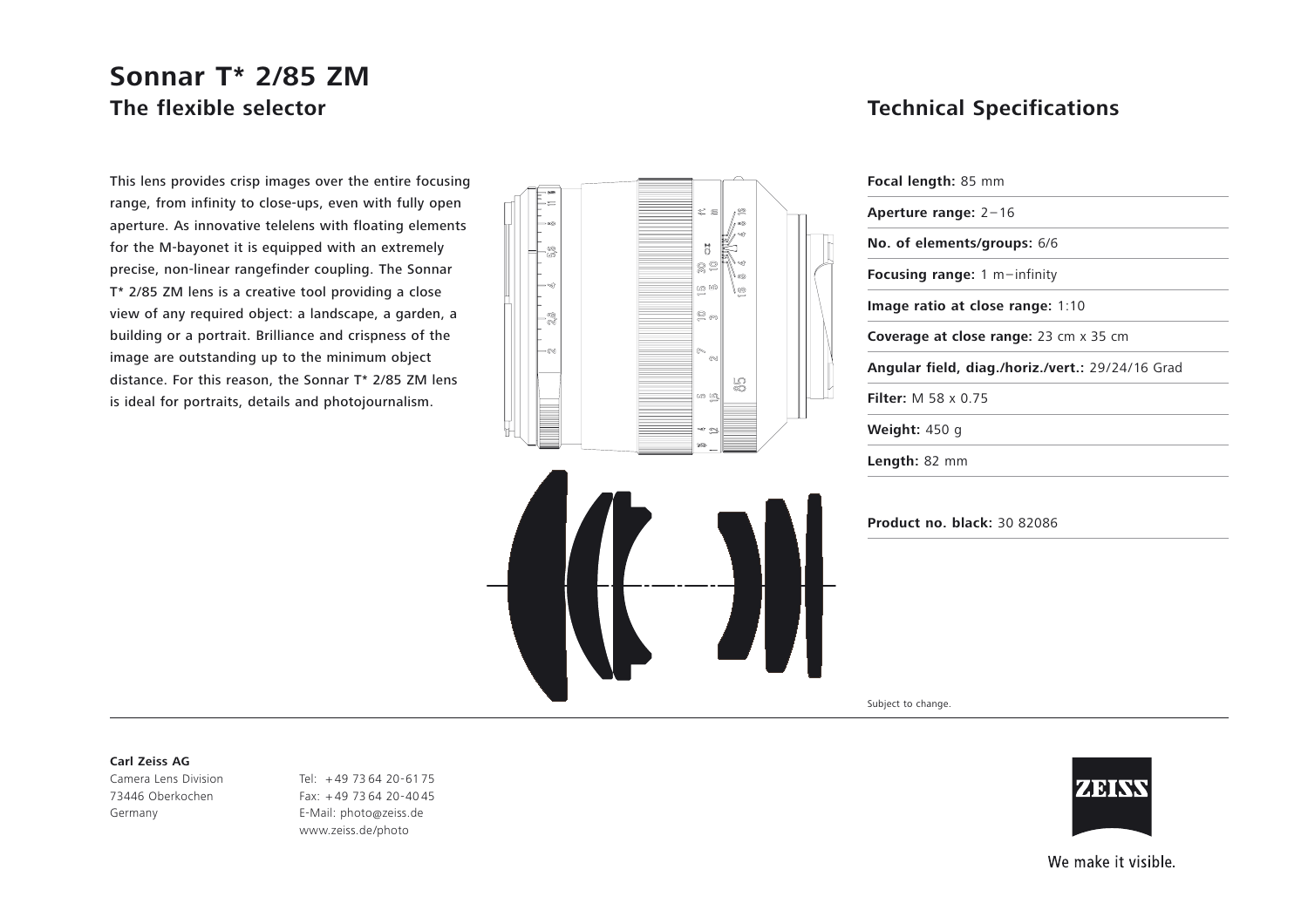# Sonnar T* 2/85 ZM

## The flexible selector

This lens provides crisp images over the entire focusing range, from infinity to close-ups, even with fully open aperture. As innovative telelens with floating elements for the M-bayonet it is equipped with an extremely precise, non-linear rangefinder coupling. The Sonnar T* 2/85 ZM lens is a creative tool providing a close view of any required object: a landscape, a garden, a building or a portrait. Brilliance and crispness of the image are outstanding up to the minimum object distance. For this reason, the Sonnar T* 2/85 ZM lens is ideal for portraits, details and photojournalism.

## Technical Specifications

**Focal length:** 85 mm

**Aperture range:** 2 – 16

**No. of elements/groups:** 6/6

**Focusing range:** 1 m – infinity

**Image ratio at close range:** 1:10

**Coverage at close range:** 23 cm x 35 cm

**Angular field, diag./horiz./vert.:** 29/24/16 Grad

**Filter:** M 58 x 0.75

**Weight:** 450 g

**Length:** 82 mm

**Product no. black:** 30 82086

Subject to change.

**Carl Zeiss AG**
Camera Lens Division
73446 Oberkochen
Germany

Tel: +49 73 64 20-61 75
Fax: +49 73 64 20-40 45
E-Mail: photo@zeiss.de
www.zeiss.de/photo

ZEISS

We make it visible.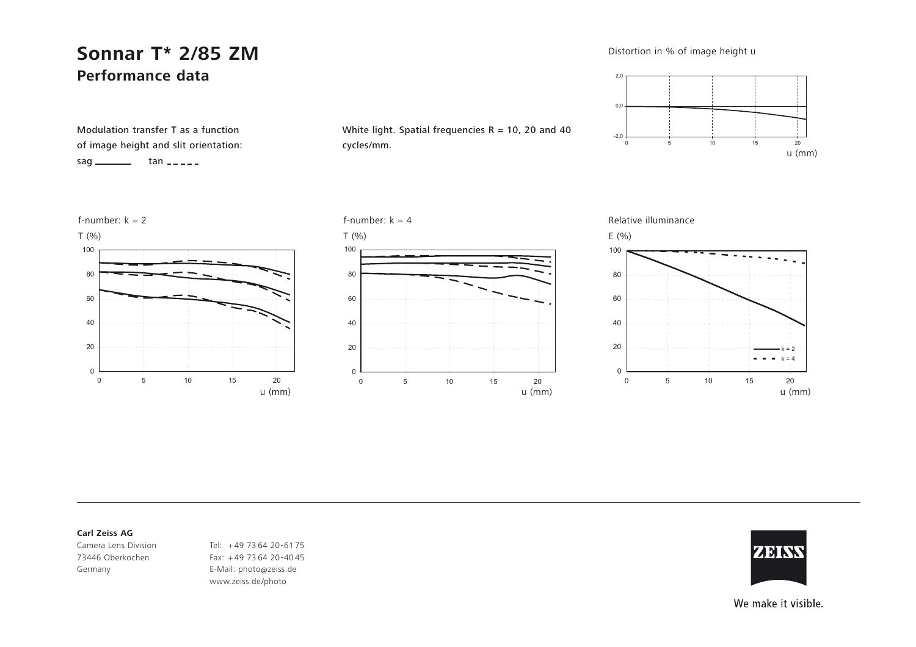# Sonnar T* 2/85 ZM

## Performance data

Modulation transfer T as a function of image height and slit orientation:
sag ——— tan - - - - -

White light. Spatial frequencies R = 10, 20 and 40 cycles/mm.

Distortion in % of image height u

2,0
0,0
-2,0
0
5
10
15
20
u (mm)

f-number: k = 2

T (%)
100
80
60
40
20
0
0
5
10
15
20
u (mm)

f-number: k = 4

T (%)
100
80
60
40
20
0
0
5
10
15
20
u (mm)

Relative illuminance

E (%)
100
80
60
40
20
0
0
5
10
15
20
u (mm)
k = 2
k = 4

**Carl Zeiss AG**
Camera Lens Division
73446 Oberkochen
Germany

Tel: +49 73 64 20-61 75
Fax: +49 73 64 20-40 45
E-Mail: photo@zeiss.de
www.zeiss.de/photo

ZEISS

We make it visible.